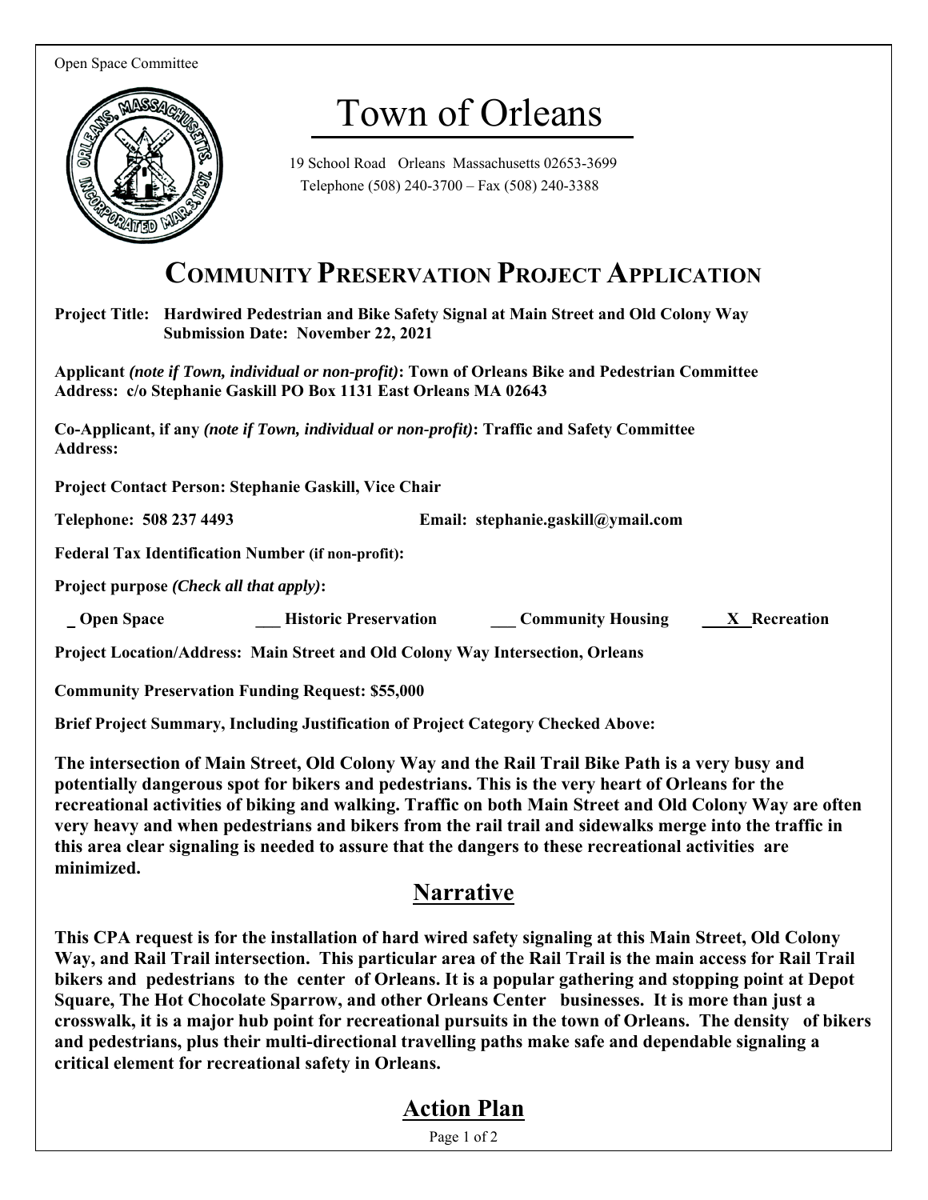Open Space Committee

# Town of Orleans

19 School Road Orleans Massachusetts 02653-3699
Telephone (508) 240-3700 – Fax (508) 240-3388

## COMMUNITY PRESERVATION PROJECT APPLICATION

**Project Title: Hardwired Pedestrian and Bike Safety Signal at Main Street and Old Colony Way**
**Submission Date: November 22, 2021**

**Applicant *(note if Town, individual or non-profit)*: Town of Orleans Bike and Pedestrian Committee**
**Address: c/o Stephanie Gaskill PO Box 1131 East Orleans MA 02643**

**Co-Applicant, if any *(note if Town, individual or non-profit)*: Traffic and Safety Committee**
**Address:**

**Project Contact Person: Stephanie Gaskill, Vice Chair**

**Telephone: 508 237 4493** **Email: stephanie.gaskill@ymail.com**

**Federal Tax Identification Number (if non-profit):**

**Project purpose *(Check all that apply)*:**

**_ Open Space ___ Historic Preservation ___ Community Housing __X_ Recreation**

**Project Location/Address: Main Street and Old Colony Way Intersection, Orleans**

**Community Preservation Funding Request: $55,000**

**Brief Project Summary, Including Justification of Project Category Checked Above:**

**The intersection of Main Street, Old Colony Way and the Rail Trail Bike Path is a very busy and potentially dangerous spot for bikers and pedestrians. This is the very heart of Orleans for the recreational activities of biking and walking. Traffic on both Main Street and Old Colony Way are often very heavy and when pedestrians and bikers from the rail trail and sidewalks merge into the traffic in this area clear signaling is needed to assure that the dangers to these recreational activities are minimized.**

## Narrative

**This CPA request is for the installation of hard wired safety signaling at this Main Street, Old Colony Way, and Rail Trail intersection. This particular area of the Rail Trail is the main access for Rail Trail bikers and pedestrians to the center of Orleans. It is a popular gathering and stopping point at Depot Square, The Hot Chocolate Sparrow, and other Orleans Center businesses. It is more than just a crosswalk, it is a major hub point for recreational pursuits in the town of Orleans. The density of bikers and pedestrians, plus their multi-directional travelling paths make safe and dependable signaling a critical element for recreational safety in Orleans.**

## Action Plan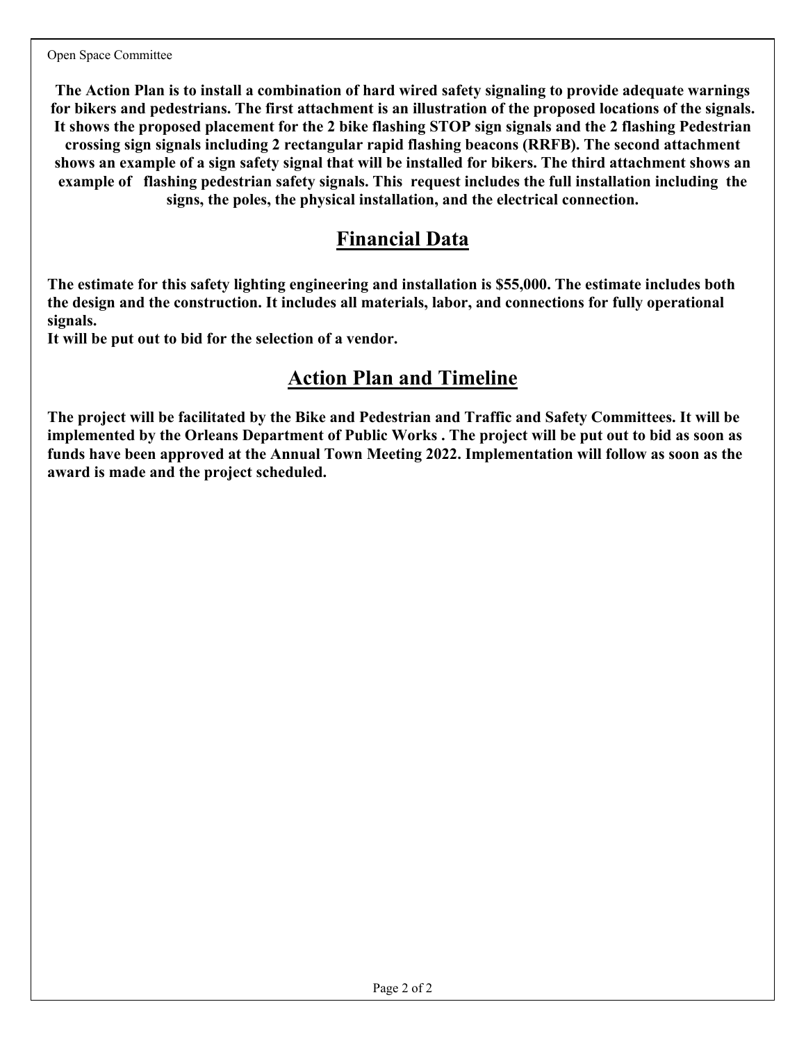Open Space Committee

**The Action Plan is to install a combination of hard wired safety signaling to provide adequate warnings for bikers and pedestrians. The first attachment is an illustration of the proposed locations of the signals. It shows the proposed placement for the 2 bike flashing STOP sign signals and the 2 flashing Pedestrian crossing sign signals including 2 rectangular rapid flashing beacons (RRFB). The second attachment shows an example of a sign safety signal that will be installed for bikers. The third attachment shows an example of flashing pedestrian safety signals. This request includes the full installation including the signs, the poles, the physical installation, and the electrical connection.**

## Financial Data

**The estimate for this safety lighting engineering and installation is $55,000. The estimate includes both the design and the construction. It includes all materials, labor, and connections for fully operational signals.**
**It will be put out to bid for the selection of a vendor.**

## Action Plan and Timeline

**The project will be facilitated by the Bike and Pedestrian and Traffic and Safety Committees. It will be implemented by the Orleans Department of Public Works . The project will be put out to bid as soon as funds have been approved at the Annual Town Meeting 2022. Implementation will follow as soon as the award is made and the project scheduled.**